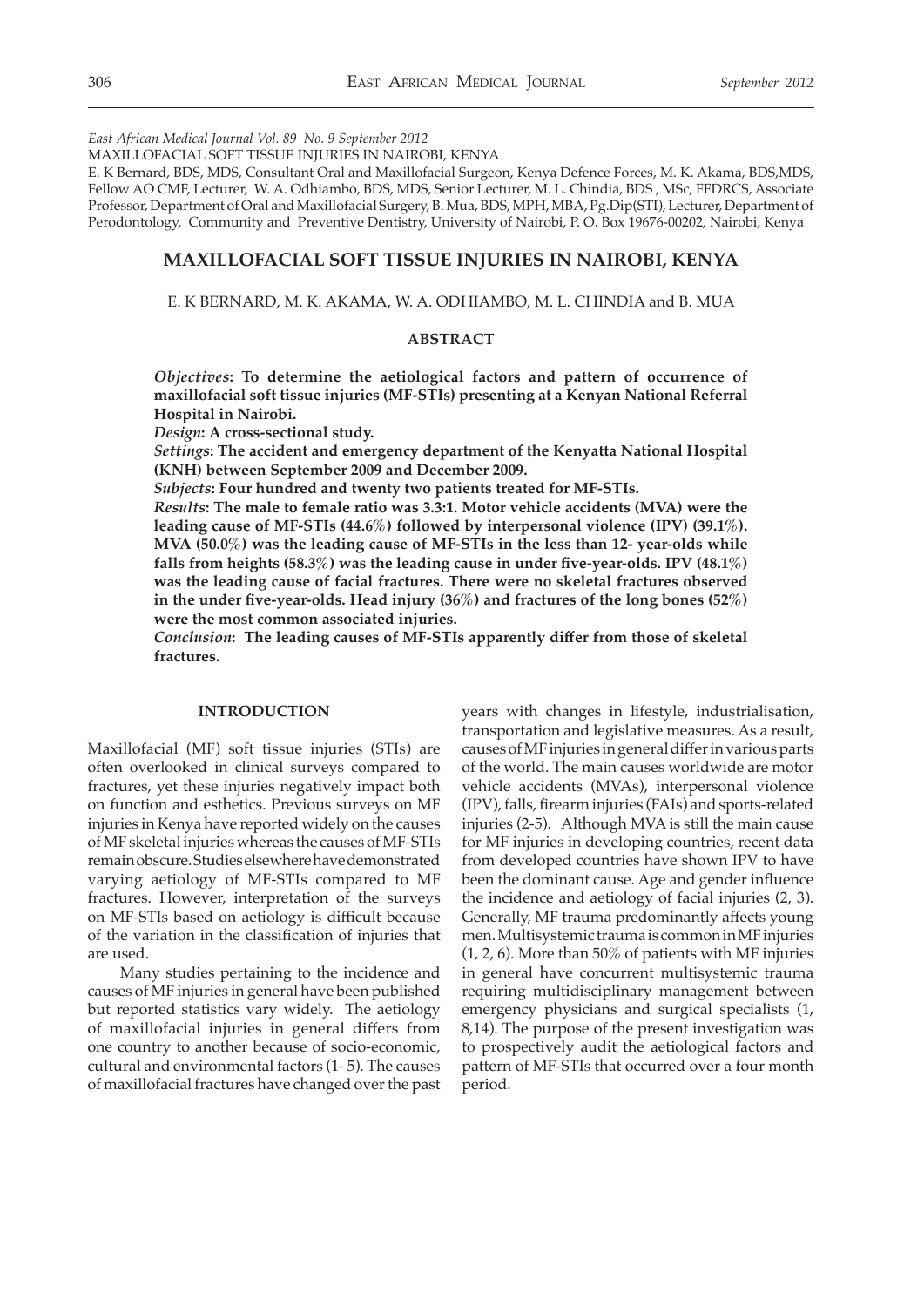*East African Medical Journal Vol. 89 No. 9 September 2012*

MAXILLOFACIAL SOFT TISSUE INJURIES IN NAIROBI, KENYA

E. K Bernard, BDS, MDS, Consultant Oral and Maxillofacial Surgeon, Kenya Defence Forces, M. K. Akama, BDS,MDS, Fellow AO CMF, Lecturer, W. A. Odhiambo, BDS, MDS, Senior Lecturer, M. L. Chindia, BDS , MSc, FFDRCS, Associate Professor, Department of Oral and Maxillofacial Surgery, B. Mua, BDS, MPH, MBA, Pg.Dip(STI), Lecturer, Department of Perodontology, Community and Preventive Dentistry, University of Nairobi, P. O. Box 19676-00202, Nairobi, Kenya

# MAXILLOFACIAL SOFT TISSUE INJURIES IN NAIROBI, KENYA

E. K BERNARD, M. K. AKAMA, W. A. ODHIAMBO, M. L. CHINDIA and B. MUA

## ABSTRACT

***Objectives*: To determine the aetiological factors and pattern of occurrence of maxillofacial soft tissue injuries (MF-STIs) presenting at a Kenyan National Referral Hospital in Nairobi.**

***Design*: A cross-sectional study.**

***Settings*: The accident and emergency department of the Kenyatta National Hospital (KNH) between September 2009 and December 2009.**

***Subjects*: Four hundred and twenty two patients treated for MF-STIs.**

***Results*: The male to female ratio was 3.3:1. Motor vehicle accidents (MVA) were the leading cause of MF-STIs (44.6%) followed by interpersonal violence (IPV) (39.1%). MVA (50.0%) was the leading cause of MF-STIs in the less than 12- year-olds while falls from heights (58.3%) was the leading cause in under five-year-olds. IPV (48.1%) was the leading cause of facial fractures. There were no skeletal fractures observed in the under five-year-olds. Head injury (36%) and fractures of the long bones (52%) were the most common associated injuries.**

***Conclusion*: The leading causes of MF-STIs apparently differ from those of skeletal fractures.**

## INTRODUCTION

Maxillofacial (MF) soft tissue injuries (STIs) are often overlooked in clinical surveys compared to fractures, yet these injuries negatively impact both on function and esthetics. Previous surveys on MF injuries in Kenya have reported widely on the causes of MF skeletal injuries whereas the causes of MF-STIs remain obscure. Studies elsewhere have demonstrated varying aetiology of MF-STIs compared to MF fractures. However, interpretation of the surveys on MF-STIs based on aetiology is difficult because of the variation in the classification of injuries that are used.

Many studies pertaining to the incidence and causes of MF injuries in general have been published but reported statistics vary widely. The aetiology of maxillofacial injuries in general differs from one country to another because of socio-economic, cultural and environmental factors (1- 5). The causes of maxillofacial fractures have changed over the past years with changes in lifestyle, industrialisation, transportation and legislative measures. As a result, causes of MF injuries in general differ in various parts of the world. The main causes worldwide are motor vehicle accidents (MVAs), interpersonal violence (IPV), falls, firearm injuries (FAIs) and sports-related injuries (2-5). Although MVA is still the main cause for MF injuries in developing countries, recent data from developed countries have shown IPV to have been the dominant cause. Age and gender influence the incidence and aetiology of facial injuries (2, 3). Generally, MF trauma predominantly affects young men. Multisystemic trauma is common in MF injuries (1, 2, 6). More than 50% of patients with MF injuries in general have concurrent multisystemic trauma requiring multidisciplinary management between emergency physicians and surgical specialists (1, 8,14). The purpose of the present investigation was to prospectively audit the aetiological factors and pattern of MF-STIs that occurred over a four month period.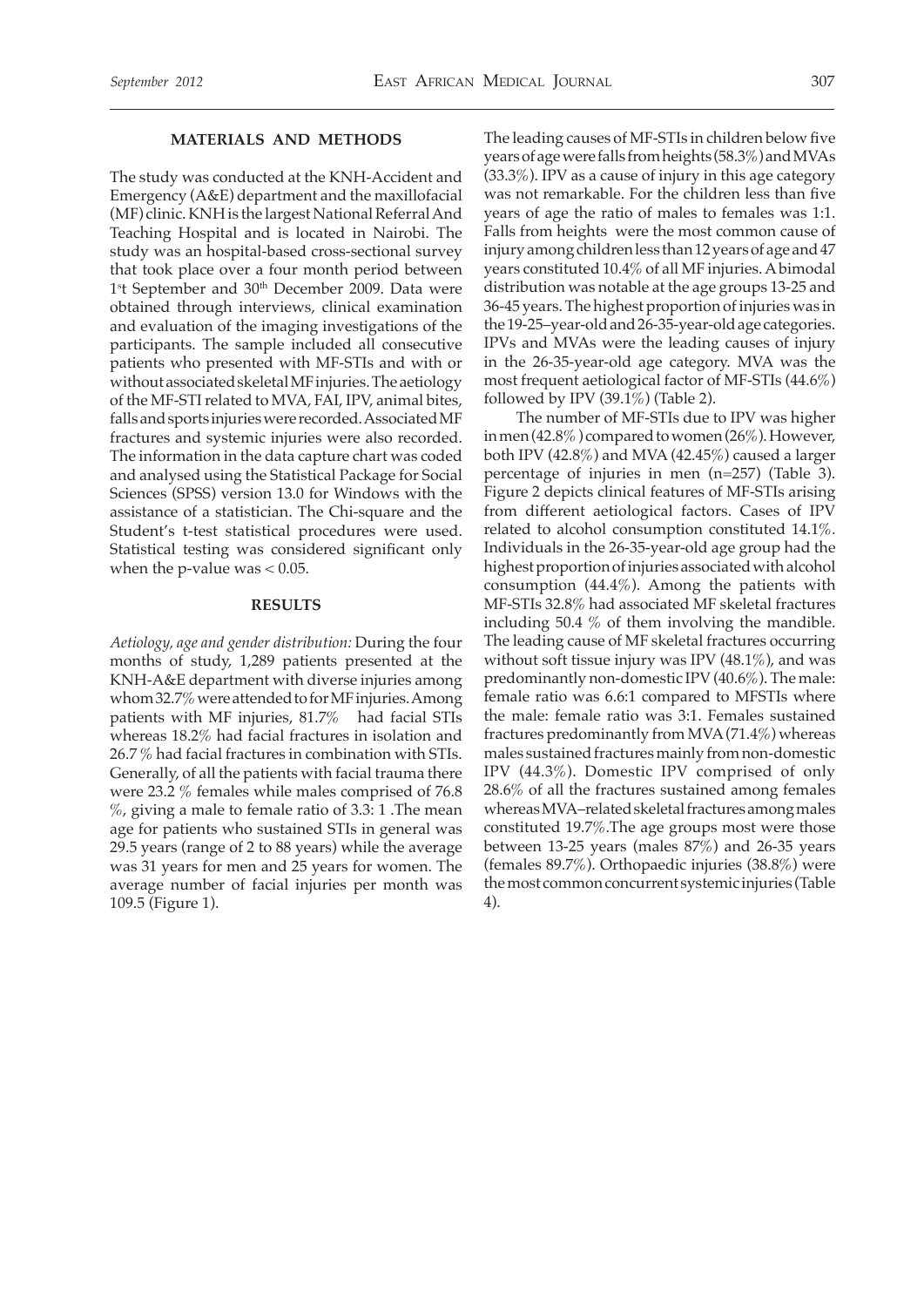## MATERIALS AND METHODS

The study was conducted at the KNH-Accident and Emergency (A&E) department and the maxillofacial (MF) clinic. KNH is the largest National Referral And Teaching Hospital and is located in Nairobi. The study was an hospital-based cross-sectional survey that took place over a four month period between 1st September and 30th December 2009. Data were obtained through interviews, clinical examination and evaluation of the imaging investigations of the participants. The sample included all consecutive patients who presented with MF-STIs and with or without associated skeletal MF injuries. The aetiology of the MF-STI related to MVA, FAI, IPV, animal bites, falls and sports injuries were recorded. Associated MF fractures and systemic injuries were also recorded. The information in the data capture chart was coded and analysed using the Statistical Package for Social Sciences (SPSS) version 13.0 for Windows with the assistance of a statistician. The Chi-square and the Student's t-test statistical procedures were used. Statistical testing was considered significant only when the p-value was < 0.05.

## RESULTS

*Aetiology, age and gender distribution:* During the four months of study, 1,289 patients presented at the KNH-A&E department with diverse injuries among whom 32.7% were attended to for MF injuries. Among patients with MF injuries, 81.7% had facial STIs whereas 18.2% had facial fractures in isolation and 26.7 % had facial fractures in combination with STIs. Generally, of all the patients with facial trauma there were 23.2 % females while males comprised of 76.8 %, giving a male to female ratio of 3.3: 1 .The mean age for patients who sustained STIs in general was 29.5 years (range of 2 to 88 years) while the average was 31 years for men and 25 years for women. The average number of facial injuries per month was 109.5 (Figure 1).

The leading causes of MF-STIs in children below five years of age were falls from heights (58.3%) and MVAs (33.3%). IPV as a cause of injury in this age category was not remarkable. For the children less than five years of age the ratio of males to females was 1:1. Falls from heights were the most common cause of injury among children less than 12 years of age and 47 years constituted 10.4% of all MF injuries. A bimodal distribution was notable at the age groups 13-25 and 36-45 years. The highest proportion of injuries was in the 19-25–year-old and 26-35-year-old age categories. IPVs and MVAs were the leading causes of injury in the 26-35-year-old age category. MVA was the most frequent aetiological factor of MF-STIs (44.6%) followed by IPV (39.1%) (Table 2).

The number of MF-STIs due to IPV was higher in men (42.8% ) compared to women (26%). However, both IPV (42.8%) and MVA (42.45%) caused a larger percentage of injuries in men (n=257) (Table 3). Figure 2 depicts clinical features of MF-STIs arising from different aetiological factors. Cases of IPV related to alcohol consumption constituted 14.1%. Individuals in the 26-35-year-old age group had the highest proportion of injuries associated with alcohol consumption (44.4%). Among the patients with MF-STIs 32.8% had associated MF skeletal fractures including 50.4 % of them involving the mandible. The leading cause of MF skeletal fractures occurring without soft tissue injury was IPV (48.1%), and was predominantly non-domestic IPV (40.6%). The male: female ratio was 6.6:1 compared to MFSTIs where the male: female ratio was 3:1. Females sustained fractures predominantly from MVA (71.4%) whereas males sustained fractures mainly from non-domestic IPV (44.3%). Domestic IPV comprised of only 28.6% of all the fractures sustained among females whereas MVA–related skeletal fractures among males constituted 19.7%.The age groups most were those between 13-25 years (males 87%) and 26-35 years (females 89.7%). Orthopaedic injuries (38.8%) were the most common concurrent systemic injuries (Table 4).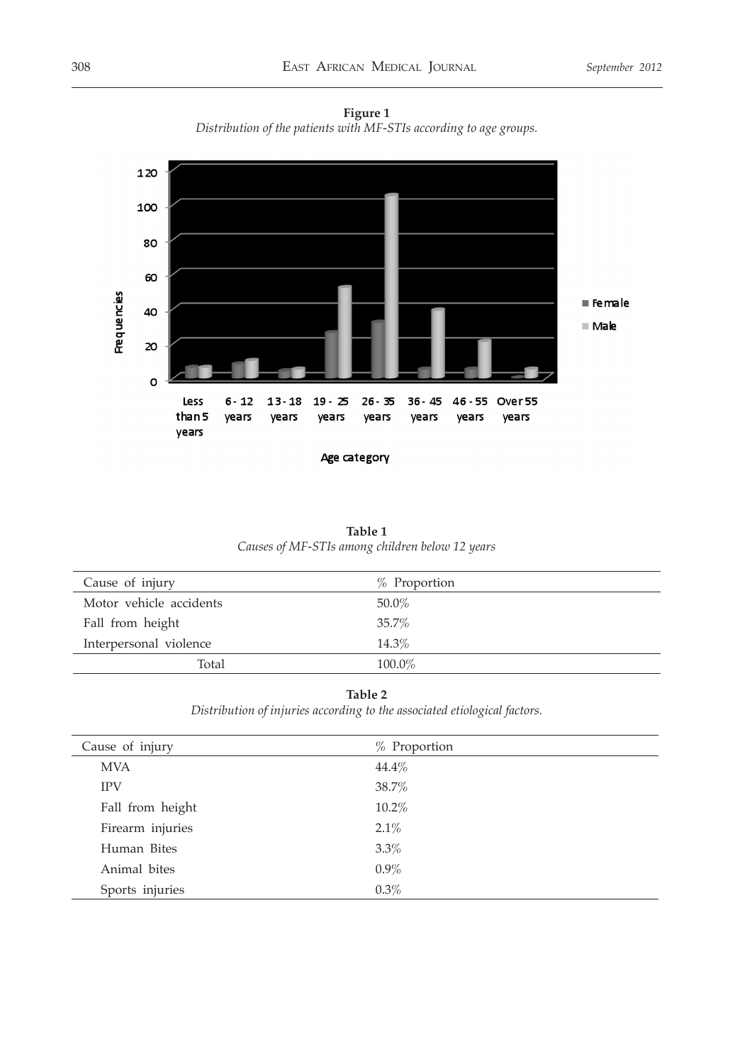**Figure 1**
*Distribution of the patients with MF-STIs according to age groups.*

**Table 1**
*Causes of MF-STIs among children below 12 years*

| Cause of injury | % Proportion |
|---|---|
| Motor vehicle accidents | 50.0% |
| Fall from height | 35.7% |
| Interpersonal violence | 14.3% |
| Total | 100.0% |

**Table 2**
*Distribution of injuries according to the associated etiological factors.*

| Cause of injury | % Proportion |
|---|---|
| MVA | 44.4% |
| IPV | 38.7% |
| Fall from height | 10.2% |
| Firearm injuries | 2.1% |
| Human Bites | 3.3% |
| Animal bites | 0.9% |
| Sports injuries | 0.3% |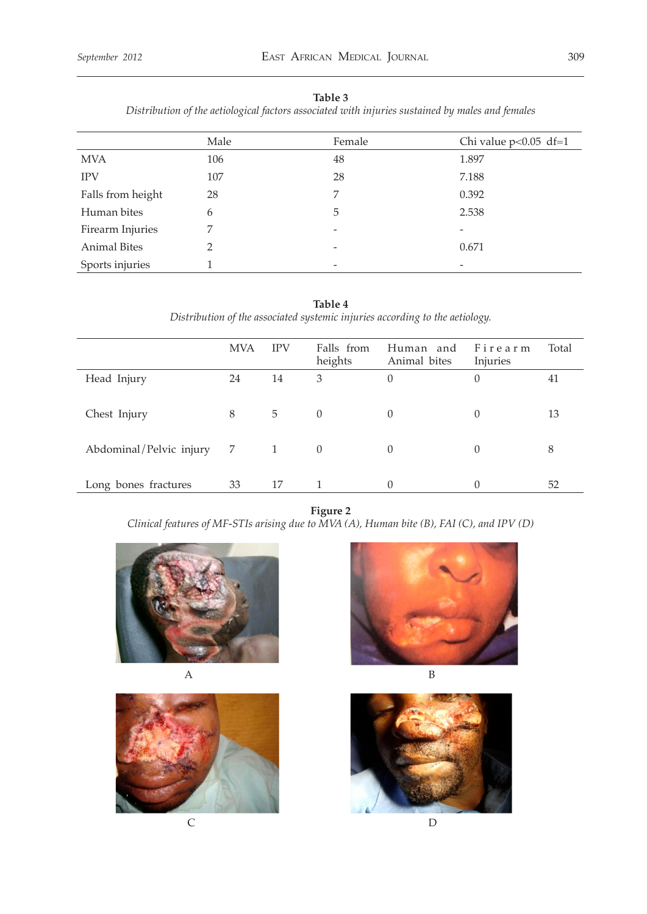**Table 3**

*Distribution of the aetiological factors associated with injuries sustained by males and females*

| | Male | Female | Chi value p<0.05 df=1 |
|---|---|---|---|
| MVA | 106 | 48 | 1.897 |
| IPV | 107 | 28 | 7.188 |
| Falls from height | 28 | 7 | 0.392 |
| Human bites | 6 | 5 | 2.538 |
| Firearm Injuries | 7 | - | - |
| Animal Bites | 2 | - | 0.671 |
| Sports injuries | 1 | - | - |

**Table 4**

*Distribution of the associated systemic injuries according to the aetiology.*

| | MVA | IPV | Falls from heights | Human and Animal bites | Firearm Injuries | Total |
|---|---|---|---|---|---|---|
| Head Injury | 24 | 14 | 3 | 0 | 0 | 41 |
| Chest Injury | 8 | 5 | 0 | 0 | 0 | 13 |
| Abdominal/Pelvic injury | 7 | 1 | 0 | 0 | 0 | 8 |
| Long bones fractures | 33 | 17 | 1 | 0 | 0 | 52 |

**Figure 2**

*Clinical features of MF-STIs arising due to MVA (A), Human bite (B), FAI (C), and IPV (D)*

A

B

C

D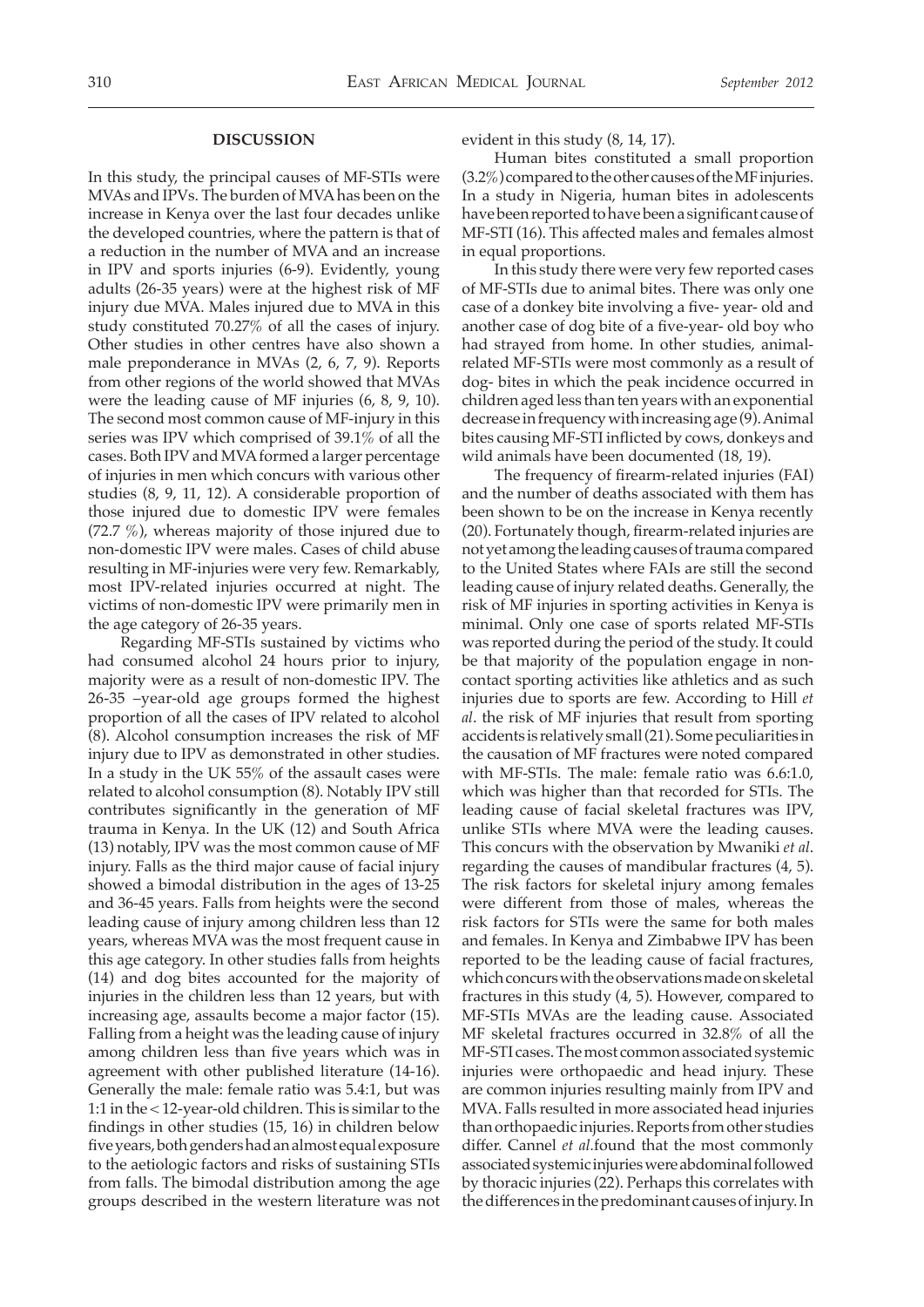## DISCUSSION

In this study, the principal causes of MF-STIs were MVAs and IPVs. The burden of MVA has been on the increase in Kenya over the last four decades unlike the developed countries, where the pattern is that of a reduction in the number of MVA and an increase in IPV and sports injuries (6-9). Evidently, young adults (26-35 years) were at the highest risk of MF injury due MVA. Males injured due to MVA in this study constituted 70.27% of all the cases of injury. Other studies in other centres have also shown a male preponderance in MVAs (2, 6, 7, 9). Reports from other regions of the world showed that MVAs were the leading cause of MF injuries (6, 8, 9, 10). The second most common cause of MF-injury in this series was IPV which comprised of 39.1% of all the cases. Both IPV and MVA formed a larger percentage of injuries in men which concurs with various other studies (8, 9, 11, 12). A considerable proportion of those injured due to domestic IPV were females (72.7 %), whereas majority of those injured due to non-domestic IPV were males. Cases of child abuse resulting in MF-injuries were very few. Remarkably, most IPV-related injuries occurred at night. The victims of non-domestic IPV were primarily men in the age category of 26-35 years.

Regarding MF-STIs sustained by victims who had consumed alcohol 24 hours prior to injury, majority were as a result of non-domestic IPV. The 26-35 –year-old age groups formed the highest proportion of all the cases of IPV related to alcohol (8). Alcohol consumption increases the risk of MF injury due to IPV as demonstrated in other studies. In a study in the UK 55% of the assault cases were related to alcohol consumption (8). Notably IPV still contributes significantly in the generation of MF trauma in Kenya. In the UK (12) and South Africa (13) notably, IPV was the most common cause of MF injury. Falls as the third major cause of facial injury showed a bimodal distribution in the ages of 13-25 and 36-45 years. Falls from heights were the second leading cause of injury among children less than 12 years, whereas MVA was the most frequent cause in this age category. In other studies falls from heights (14) and dog bites accounted for the majority of injuries in the children less than 12 years, but with increasing age, assaults become a major factor (15). Falling from a height was the leading cause of injury among children less than five years which was in agreement with other published literature (14-16). Generally the male: female ratio was 5.4:1, but was 1:1 in the < 12-year-old children. This is similar to the findings in other studies (15, 16) in children below five years, both genders had an almost equal exposure to the aetiologic factors and risks of sustaining STIs from falls. The bimodal distribution among the age groups described in the western literature was not evident in this study (8, 14, 17).

Human bites constituted a small proportion (3.2%) compared to the other causes of the MF injuries. In a study in Nigeria, human bites in adolescents have been reported to have been a significant cause of MF-STI (16). This affected males and females almost in equal proportions.

In this study there were very few reported cases of MF-STIs due to animal bites. There was only one case of a donkey bite involving a five- year- old and another case of dog bite of a five-year- old boy who had strayed from home. In other studies, animal-related MF-STIs were most commonly as a result of dog- bites in which the peak incidence occurred in children aged less than ten years with an exponential decrease in frequency with increasing age (9). Animal bites causing MF-STI inflicted by cows, donkeys and wild animals have been documented (18, 19).

The frequency of firearm-related injuries (FAI) and the number of deaths associated with them has been shown to be on the increase in Kenya recently (20). Fortunately though, firearm-related injuries are not yet among the leading causes of trauma compared to the United States where FAIs are still the second leading cause of injury related deaths. Generally, the risk of MF injuries in sporting activities in Kenya is minimal. Only one case of sports related MF-STIs was reported during the period of the study. It could be that majority of the population engage in non-contact sporting activities like athletics and as such injuries due to sports are few. According to Hill *et al*. the risk of MF injuries that result from sporting accidents is relatively small (21). Some peculiarities in the causation of MF fractures were noted compared with MF-STIs. The male: female ratio was 6.6:1.0, which was higher than that recorded for STIs. The leading cause of facial skeletal fractures was IPV, unlike STIs where MVA were the leading causes. This concurs with the observation by Mwaniki *et al*. regarding the causes of mandibular fractures (4, 5). The risk factors for skeletal injury among females were different from those of males, whereas the risk factors for STIs were the same for both males and females. In Kenya and Zimbabwe IPV has been reported to be the leading cause of facial fractures, which concurs with the observations made on skeletal fractures in this study (4, 5). However, compared to MF-STIs MVAs are the leading cause. Associated MF skeletal fractures occurred in 32.8% of all the MF-STI cases. The most common associated systemic injuries were orthopaedic and head injury. These are common injuries resulting mainly from IPV and MVA. Falls resulted in more associated head injuries than orthopaedic injuries. Reports from other studies differ. Cannel *et al.* found that the most commonly associated systemic injuries were abdominal followed by thoracic injuries (22). Perhaps this correlates with the differences in the predominant causes of injury. In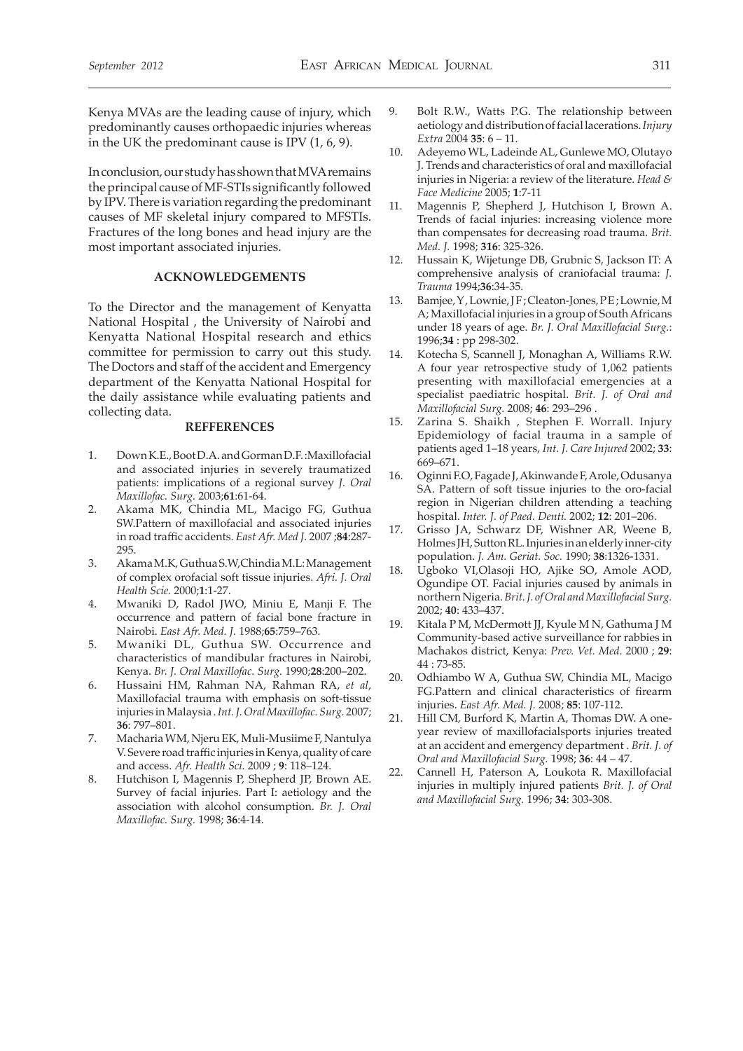Kenya MVAs are the leading cause of injury, which predominantly causes orthopaedic injuries whereas in the UK the predominant cause is IPV (1, 6, 9).

In conclusion, our study has shown that MVA remains the principal cause of MF-STIs significantly followed by IPV. There is variation regarding the predominant causes of MF skeletal injury compared to MFSTIs. Fractures of the long bones and head injury are the most important associated injuries.

## ACKNOWLEDGEMENTS

To the Director and the management of Kenyatta National Hospital , the University of Nairobi and Kenyatta National Hospital research and ethics committee for permission to carry out this study. The Doctors and staff of the accident and Emergency department of the Kenyatta National Hospital for the daily assistance while evaluating patients and collecting data.

## REFFERENCES

1. Down K.E., Boot D.A. and Gorman D.F. :Maxillofacial and associated injuries in severely traumatized patients: implications of a regional survey *J. Oral Maxillofac. Surg.* 2003;**61**:61-64.
2. Akama MK, Chindia ML, Macigo FG, Guthua SW.Pattern of maxillofacial and associated injuries in road traffic accidents. *East Afr. Med J.* 2007 ;**84**:287-295.
3. Akama M.K, Guthua S.W, Chindia M.L: Management of complex orofacial soft tissue injuries. *Afri. J. Oral Health Scie.* 2000;**1**:1-27.
4. Mwaniki D, Radol JWO, Miniu E, Manji F. The occurrence and pattern of facial bone fracture in Nairobi. *East Afr. Med. J.* 1988;**65**:759–763.
5. Mwaniki DL, Guthua SW. Occurrence and characteristics of mandibular fractures in Nairobi, Kenya. *Br. J. Oral Maxillofac. Surg.* 1990;**28**:200–202.
6. Hussaini HM, Rahman NA, Rahman RA, *et al*, Maxillofacial trauma with emphasis on soft-tissue injuries in Malaysia . *Int. J. Oral Maxillofac. Surg.* 2007; **36**: 797–801.
7. Macharia WM, Njeru EK, Muli-Musiime F, Nantulya V. Severe road traffic injuries in Kenya, quality of care and access. *Afr. Health Sci.* 2009 ; **9**: 118–124.
8. Hutchison I, Magennis P, Shepherd JP, Brown AE. Survey of facial injuries. Part I: aetiology and the association with alcohol consumption. *Br. J. Oral Maxillofac. Surg.* 1998; **36**:4-14.
9. Bolt R.W., Watts P.G. The relationship between aetiology and distribution of facial lacerations. *Injury Extra* 2004 **35**: 6 – 11.
10. Adeyemo WL, Ladeinde AL, Gunlewe MO, Olutayo J. Trends and characteristics of oral and maxillofacial injuries in Nigeria: a review of the literature. *Head & Face Medicine* 2005; **1**:7-11
11. Magennis P, Shepherd J, Hutchison I, Brown A. Trends of facial injuries: increasing violence more than compensates for decreasing road trauma. *Brit. Med. J.* 1998; **316**: 325-326.
12. Hussain K, Wijetunge DB, Grubnic S, Jackson IT: A comprehensive analysis of craniofacial trauma: *J. Trauma* 1994;**36**:34-35.
13. Bamjee, Y ; Lownie, J F ; Cleaton-Jones, P E ; Lownie, M A; Maxillofacial injuries in a group of South Africans under 18 years of age. *Br. J. Oral Maxillofacial Surg.*: 1996;**34** : pp 298-302.
14. Kotecha S, Scannell J, Monaghan A, Williams R.W. A four year retrospective study of 1,062 patients presenting with maxillofacial emergencies at a specialist paediatric hospital. *Brit. J. of Oral and Maxillofacial Surg.* 2008; **46**: 293–296 .
15. Zarina S. Shaikh , Stephen F. Worrall. Injury Epidemiology of facial trauma in a sample of patients aged 1–18 years, *Int. J. Care Injured* 2002; **33**: 669–671.
16. Oginni F.O, Fagade J, Akinwande F, Arole, Odusanya SA. Pattern of soft tissue injuries to the oro-facial region in Nigerian children attending a teaching hospital. *Inter. J. of Paed. Denti.* 2002; **12**: 201–206.
17. Grisso JA, Schwarz DF, Wishner AR, Weene B, Holmes JH, Sutton RL. Injuries in an elderly inner-city population. *J. Am. Geriat. Soc.* 1990; **38**:1326-1331.
18. Ugboko VI,Olasoji HO, Ajike SO, Amole AOD, Ogundipe OT. Facial injuries caused by animals in northern Nigeria. *Brit. J. of Oral and Maxillofacial Surg.* 2002; **40**: 433–437.
19. Kitala P M, McDermott JJ, Kyule M N, Gathuma J M Community-based active surveillance for rabbies in Machakos district, Kenya: *Prev. Vet. Med*. 2000 ; **29**: 44 : 73-85.
20. Odhiambo W A, Guthua SW, Chindia ML, Macigo FG.Pattern and clinical characteristics of firearm injuries. *East Afr. Med. J.* 2008; **85**: 107-112.
21. Hill CM, Burford K, Martin A, Thomas DW. A one-year review of maxillofacialsports injuries treated at an accident and emergency department . *Brit. J. of Oral and Maxillofacial Surg.* 1998; **36**: 44 – 47.
22. Cannell H, Paterson A, Loukota R. Maxillofacial injuries in multiply injured patients *Brit. J. of Oral and Maxillofacial Surg.* 1996; **34**: 303-308.